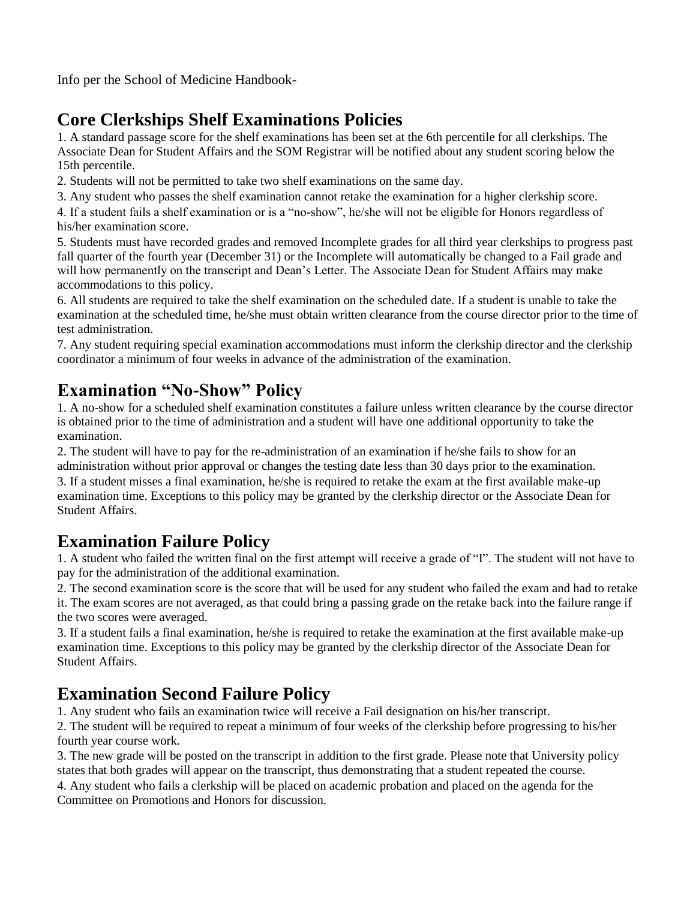Info per the School of Medicine Handbook-

## Core Clerkships Shelf Examinations Policies

1. A standard passage score for the shelf examinations has been set at the 6th percentile for all clerkships. The Associate Dean for Student Affairs and the SOM Registrar will be notified about any student scoring below the 15th percentile.
2. Students will not be permitted to take two shelf examinations on the same day.
3. Any student who passes the shelf examination cannot retake the examination for a higher clerkship score.
4. If a student fails a shelf examination or is a "no-show", he/she will not be eligible for Honors regardless of his/her examination score.
5. Students must have recorded grades and removed Incomplete grades for all third year clerkships to progress past fall quarter of the fourth year (December 31) or the Incomplete will automatically be changed to a Fail grade and will how permanently on the transcript and Dean's Letter. The Associate Dean for Student Affairs may make accommodations to this policy.
6. All students are required to take the shelf examination on the scheduled date. If a student is unable to take the examination at the scheduled time, he/she must obtain written clearance from the course director prior to the time of test administration.
7. Any student requiring special examination accommodations must inform the clerkship director and the clerkship coordinator a minimum of four weeks in advance of the administration of the examination.

## Examination "No-Show" Policy

1. A no-show for a scheduled shelf examination constitutes a failure unless written clearance by the course director is obtained prior to the time of administration and a student will have one additional opportunity to take the examination.
2. The student will have to pay for the re-administration of an examination if he/she fails to show for an administration without prior approval or changes the testing date less than 30 days prior to the examination.
3. If a student misses a final examination, he/she is required to retake the exam at the first available make-up examination time. Exceptions to this policy may be granted by the clerkship director or the Associate Dean for Student Affairs.

## Examination Failure Policy

1. A student who failed the written final on the first attempt will receive a grade of "I". The student will not have to pay for the administration of the additional examination.
2. The second examination score is the score that will be used for any student who failed the exam and had to retake it. The exam scores are not averaged, as that could bring a passing grade on the retake back into the failure range if the two scores were averaged.
3. If a student fails a final examination, he/she is required to retake the examination at the first available make-up examination time. Exceptions to this policy may be granted by the clerkship director of the Associate Dean for Student Affairs.

## Examination Second Failure Policy

1. Any student who fails an examination twice will receive a Fail designation on his/her transcript.
2. The student will be required to repeat a minimum of four weeks of the clerkship before progressing to his/her fourth year course work.
3. The new grade will be posted on the transcript in addition to the first grade. Please note that University policy states that both grades will appear on the transcript, thus demonstrating that a student repeated the course.
4. Any student who fails a clerkship will be placed on academic probation and placed on the agenda for the Committee on Promotions and Honors for discussion.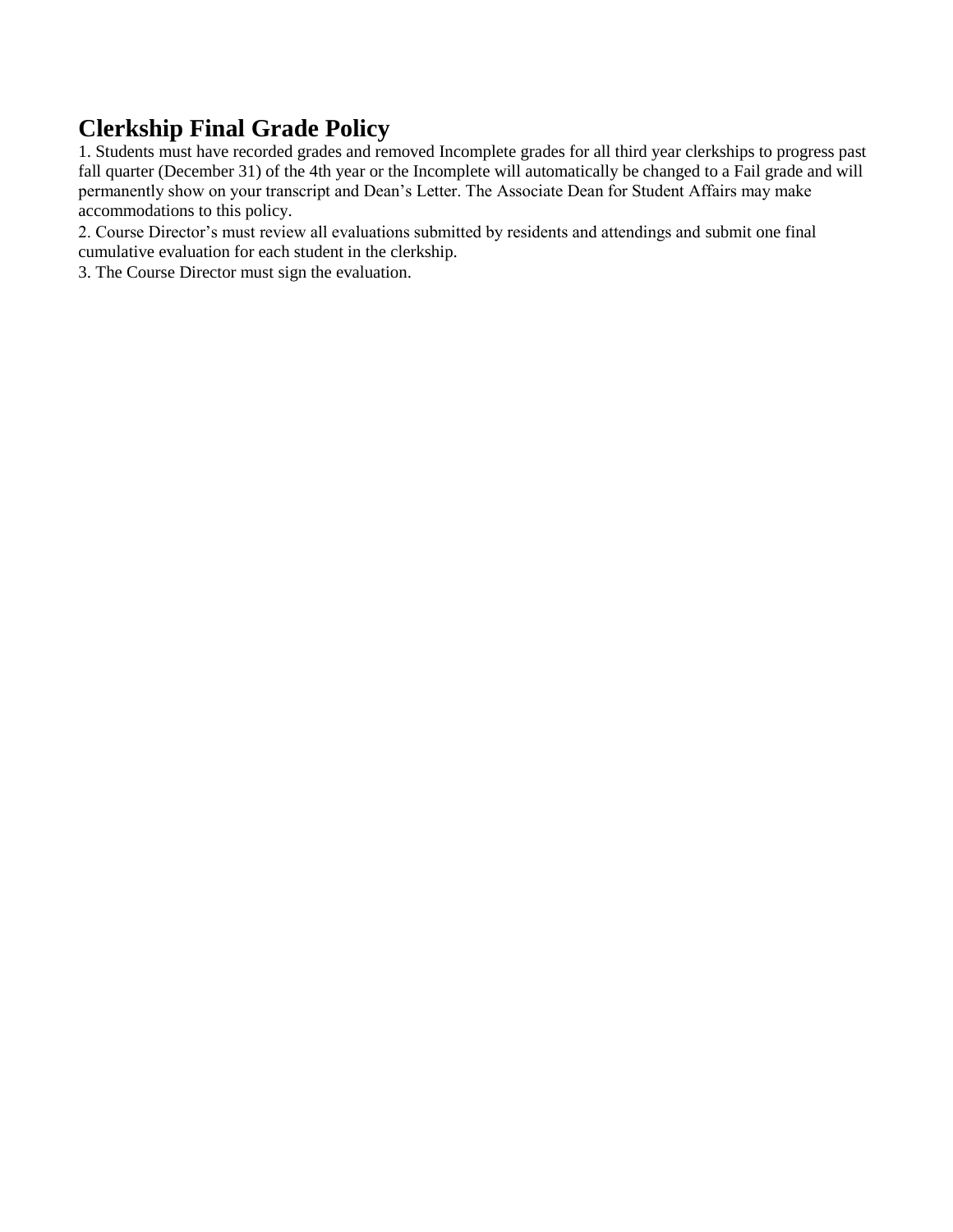## Clerkship Final Grade Policy

1. Students must have recorded grades and removed Incomplete grades for all third year clerkships to progress past fall quarter (December 31) of the 4th year or the Incomplete will automatically be changed to a Fail grade and will permanently show on your transcript and Dean's Letter. The Associate Dean for Student Affairs may make accommodations to this policy.
2. Course Director's must review all evaluations submitted by residents and attendings and submit one final cumulative evaluation for each student in the clerkship.
3. The Course Director must sign the evaluation.